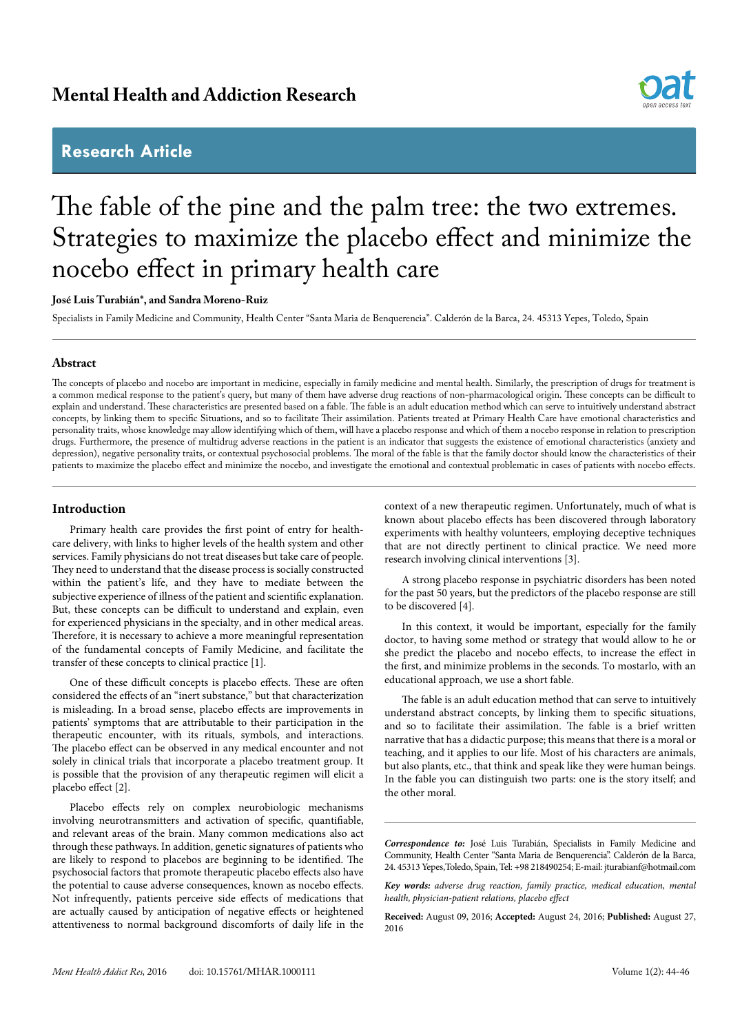# Mental Health and Addiction Research

## Research Article

# The fable of the pine and the palm tree: the two extremes. Strategies to maximize the placebo effect and minimize the nocebo effect in primary health care

**José Luis Turabián\*, and Sandra Moreno-Ruiz**

Specialists in Family Medicine and Community, Health Center "Santa Maria de Benquerencia". Calderón de la Barca, 24. 45313 Yepes, Toledo, Spain

## Abstract

The concepts of placebo and nocebo are important in medicine, especially in family medicine and mental health. Similarly, the prescription of drugs for treatment is a common medical response to the patient's query, but many of them have adverse drug reactions of non-pharmacological origin. These concepts can be difficult to explain and understand. These characteristics are presented based on a fable. The fable is an adult education method which can serve to intuitively understand abstract concepts, by linking them to specific Situations, and so to facilitate Their assimilation. Patients treated at Primary Health Care have emotional characteristics and personality traits, whose knowledge may allow identifying which of them, will have a placebo response and which of them a nocebo response in relation to prescription drugs. Furthermore, the presence of multidrug adverse reactions in the patient is an indicator that suggests the existence of emotional characteristics (anxiety and depression), negative personality traits, or contextual psychosocial problems. The moral of the fable is that the family doctor should know the characteristics of their patients to maximize the placebo effect and minimize the nocebo, and investigate the emotional and contextual problematic in cases of patients with nocebo effects.

## Introduction

Primary health care provides the first point of entry for health-care delivery, with links to higher levels of the health system and other services. Family physicians do not treat diseases but take care of people. They need to understand that the disease process is socially constructed within the patient's life, and they have to mediate between the subjective experience of illness of the patient and scientific explanation. But, these concepts can be difficult to understand and explain, even for experienced physicians in the specialty, and in other medical areas. Therefore, it is necessary to achieve a more meaningful representation of the fundamental concepts of Family Medicine, and facilitate the transfer of these concepts to clinical practice [1].

One of these difficult concepts is placebo effects. These are often considered the effects of an "inert substance," but that characterization is misleading. In a broad sense, placebo effects are improvements in patients' symptoms that are attributable to their participation in the therapeutic encounter, with its rituals, symbols, and interactions. The placebo effect can be observed in any medical encounter and not solely in clinical trials that incorporate a placebo treatment group. It is possible that the provision of any therapeutic regimen will elicit a placebo effect [2].

Placebo effects rely on complex neurobiologic mechanisms involving neurotransmitters and activation of specific, quantifiable, and relevant areas of the brain. Many common medications also act through these pathways. In addition, genetic signatures of patients who are likely to respond to placebos are beginning to be identified. The psychosocial factors that promote therapeutic placebo effects also have the potential to cause adverse consequences, known as nocebo effects. Not infrequently, patients perceive side effects of medications that are actually caused by anticipation of negative effects or heightened attentiveness to normal background discomforts of daily life in the context of a new therapeutic regimen. Unfortunately, much of what is known about placebo effects has been discovered through laboratory experiments with healthy volunteers, employing deceptive techniques that are not directly pertinent to clinical practice. We need more research involving clinical interventions [3].

A strong placebo response in psychiatric disorders has been noted for the past 50 years, but the predictors of the placebo response are still to be discovered [4].

In this context, it would be important, especially for the family doctor, to having some method or strategy that would allow to he or she predict the placebo and nocebo effects, to increase the effect in the first, and minimize problems in the seconds. To mostarlo, with an educational approach, we use a short fable.

The fable is an adult education method that can serve to intuitively understand abstract concepts, by linking them to specific situations, and so to facilitate their assimilation. The fable is a brief written narrative that has a didactic purpose; this means that there is a moral or teaching, and it applies to our life. Most of his characters are animals, but also plants, etc., that think and speak like they were human beings. In the fable you can distinguish two parts: one is the story itself; and the other moral.

---

***Correspondence to:*** José Luis Turabián, Specialists in Family Medicine and Community, Health Center "Santa Maria de Benquerencia". Calderón de la Barca, 24. 45313 Yepes,Toledo, Spain, Tel: +98 218490254; E-mail: jturabianf@hotmail.com

***Key words:*** *adverse drug reaction, family practice, medical education, mental health, physician-patient relations, placebo effect*

**Received:** August 09, 2016; **Accepted:** August 24, 2016; **Published:** August 27, 2016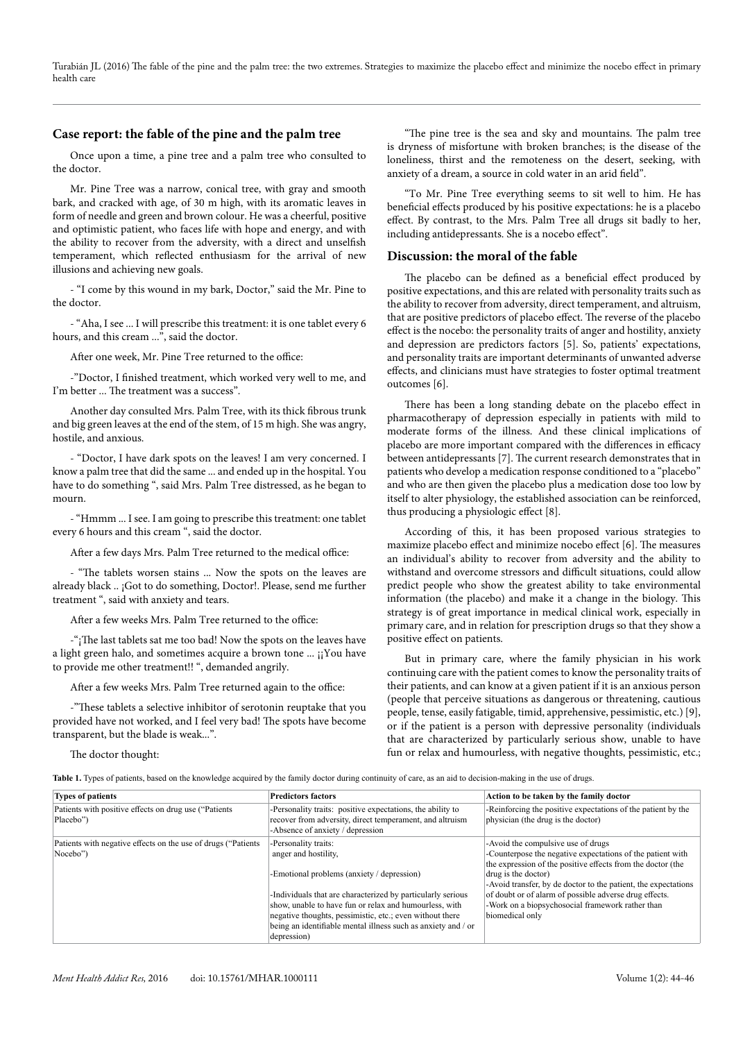## Case report: the fable of the pine and the palm tree

Once upon a time, a pine tree and a palm tree who consulted to the doctor.

Mr. Pine Tree was a narrow, conical tree, with gray and smooth bark, and cracked with age, of 30 m high, with its aromatic leaves in form of needle and green and brown colour. He was a cheerful, positive and optimistic patient, who faces life with hope and energy, and with the ability to recover from the adversity, with a direct and unselfish temperament, which reflected enthusiasm for the arrival of new illusions and achieving new goals.

- "I come by this wound in my bark, Doctor," said the Mr. Pine to the doctor.

- "Aha, I see ... I will prescribe this treatment: it is one tablet every 6 hours, and this cream ...", said the doctor.

After one week, Mr. Pine Tree returned to the office:

-"Doctor, I finished treatment, which worked very well to me, and I'm better ... The treatment was a success".

Another day consulted Mrs. Palm Tree, with its thick fibrous trunk and big green leaves at the end of the stem, of 15 m high. She was angry, hostile, and anxious.

- "Doctor, I have dark spots on the leaves! I am very concerned. I know a palm tree that did the same ... and ended up in the hospital. You have to do something ", said Mrs. Palm Tree distressed, as he began to mourn.

- "Hmmm ... I see. I am going to prescribe this treatment: one tablet every 6 hours and this cream ", said the doctor.

After a few days Mrs. Palm Tree returned to the medical office:

- "The tablets worsen stains ... Now the spots on the leaves are already black .. ¡Got to do something, Doctor!. Please, send me further treatment ", said with anxiety and tears.

After a few weeks Mrs. Palm Tree returned to the office:

-"¡The last tablets sat me too bad! Now the spots on the leaves have a light green halo, and sometimes acquire a brown tone ... ¡¡You have to provide me other treatment!! ", demanded angrily.

After a few weeks Mrs. Palm Tree returned again to the office:

-"These tablets a selective inhibitor of serotonin reuptake that you provided have not worked, and I feel very bad! The spots have become transparent, but the blade is weak...".

The doctor thought:

"The pine tree is the sea and sky and mountains. The palm tree is dryness of misfortune with broken branches; is the disease of the loneliness, thirst and the remoteness on the desert, seeking, with anxiety of a dream, a source in cold water in an arid field".

"To Mr. Pine Tree everything seems to sit well to him. He has beneficial effects produced by his positive expectations: he is a placebo effect. By contrast, to the Mrs. Palm Tree all drugs sit badly to her, including antidepressants. She is a nocebo effect".

## Discussion: the moral of the fable

The placebo can be defined as a beneficial effect produced by positive expectations, and this are related with personality traits such as the ability to recover from adversity, direct temperament, and altruism, that are positive predictors of placebo effect. The reverse of the placebo effect is the nocebo: the personality traits of anger and hostility, anxiety and depression are predictors factors [5]. So, patients' expectations, and personality traits are important determinants of unwanted adverse effects, and clinicians must have strategies to foster optimal treatment outcomes [6].

There has been a long standing debate on the placebo effect in pharmacotherapy of depression especially in patients with mild to moderate forms of the illness. And these clinical implications of placebo are more important compared with the differences in efficacy between antidepressants [7]. The current research demonstrates that in patients who develop a medication response conditioned to a "placebo" and who are then given the placebo plus a medication dose too low by itself to alter physiology, the established association can be reinforced, thus producing a physiologic effect [8].

According of this, it has been proposed various strategies to maximize placebo effect and minimize nocebo effect [6]. The measures an individual's ability to recover from adversity and the ability to withstand and overcome stressors and difficult situations, could allow predict people who show the greatest ability to take environmental information (the placebo) and make it a change in the biology. This strategy is of great importance in medical clinical work, especially in primary care, and in relation for prescription drugs so that they show a positive effect on patients.

But in primary care, where the family physician in his work continuing care with the patient comes to know the personality traits of their patients, and can know at a given patient if it is an anxious person (people that perceive situations as dangerous or threatening, cautious people, tense, easily fatigable, timid, apprehensive, pessimistic, etc.) [9], or if the patient is a person with depressive personality (individuals that are characterized by particularly serious show, unable to have fun or relax and humourless, with negative thoughts, pessimistic, etc.;

**Table 1.** Types of patients, based on the knowledge acquired by the family doctor during continuity of care, as an aid to decision-making in the use of drugs.

| Types of patients | Predictors factors | Action to be taken by the family doctor |
|---|---|---|
| Patients with positive effects on drug use ("Patients Placebo") | -Personality traits: positive expectations, the ability to recover from adversity, direct temperament, and altruism<br>-Absence of anxiety / depression | -Reinforcing the positive expectations of the patient by the physician (the drug is the doctor) |
| Patients with negative effects on the use of drugs ("Patients Nocebo") | -Personality traits:<br>anger and hostility,<br><br>-Emotional problems (anxiety / depression)<br><br>-Individuals that are characterized by particularly serious show, unable to have fun or relax and humourless, with negative thoughts, pessimistic, etc.; even without there being an identifiable mental illness such as anxiety and / or depression) | -Avoid the compulsive use of drugs<br>-Counterpose the negative expectations of the patient with the expression of the positive effects from the doctor (the drug is the doctor)<br>-Avoid transfer, by de doctor to the patient, the expectations of doubt or of alarm of possible adverse drug effects.<br>-Work on a biopsychosocial framework rather than biomedical only |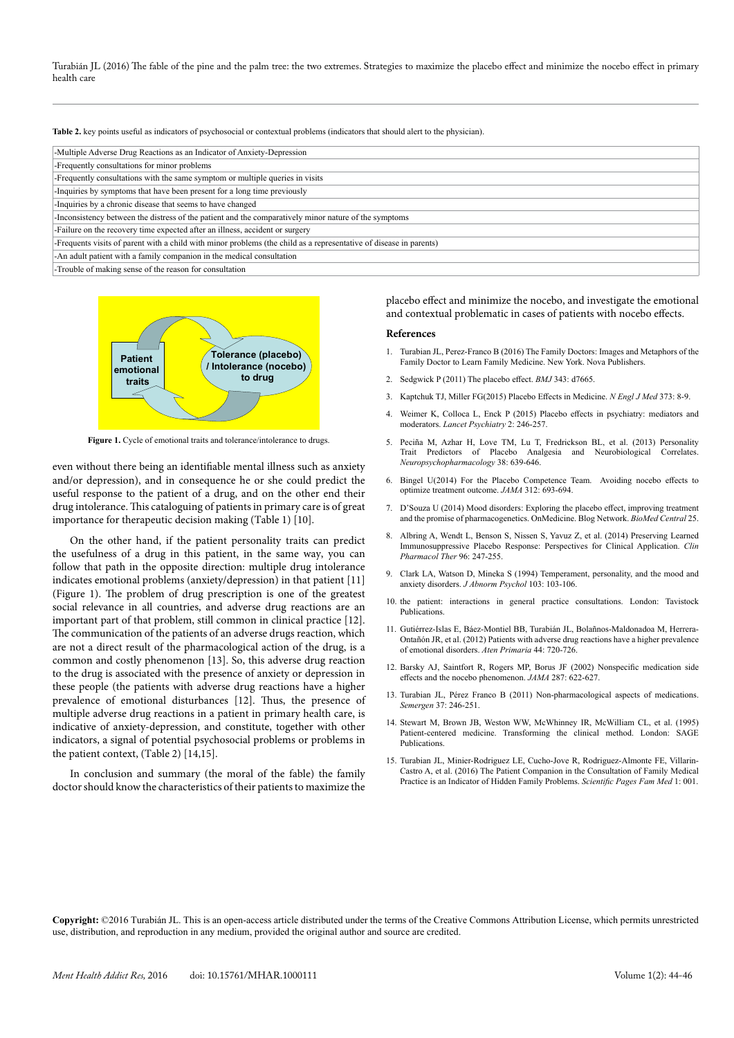**Table 2.** key points useful as indicators of psychosocial or contextual problems (indicators that should alert to the physician).

| |
|---|
| -Multiple Adverse Drug Reactions as an Indicator of Anxiety-Depression |
| -Frequently consultations for minor problems |
| -Frequently consultations with the same symptom or multiple queries in visits |
| -Inquiries by symptoms that have been present for a long time previously |
| -Inquiries by a chronic disease that seems to have changed |
| -Inconsistency between the distress of the patient and the comparatively minor nature of the symptoms |
| -Failure on the recovery time expected after an illness, accident or surgery |
| -Frequents visits of parent with a child with minor problems (the child as a representative of disease in parents) |
| -An adult patient with a family companion in the medical consultation |
| -Trouble of making sense of the reason for consultation |

Patient emotional traits

Tolerance (placebo) / Intolerance (nocebo) to drug

**Figure 1.** Cycle of emotional traits and tolerance/intolerance to drugs.

even without there being an identifiable mental illness such as anxiety and/or depression), and in consequence he or she could predict the useful response to the patient of a drug, and on the other end their drug intolerance. This cataloguing of patients in primary care is of great importance for therapeutic decision making (Table 1) [10].

On the other hand, if the patient personality traits can predict the usefulness of a drug in this patient, in the same way, you can follow that path in the opposite direction: multiple drug intolerance indicates emotional problems (anxiety/depression) in that patient [11] (Figure 1). The problem of drug prescription is one of the greatest social relevance in all countries, and adverse drug reactions are an important part of that problem, still common in clinical practice [12]. The communication of the patients of an adverse drugs reaction, which are not a direct result of the pharmacological action of the drug, is a common and costly phenomenon [13]. So, this adverse drug reaction to the drug is associated with the presence of anxiety or depression in these people (the patients with adverse drug reactions have a higher prevalence of emotional disturbances [12]. Thus, the presence of multiple adverse drug reactions in a patient in primary health care, is indicative of anxiety-depression, and constitute, together with other indicators, a signal of potential psychosocial problems or problems in the patient context, (Table 2) [14,15].

In conclusion and summary (the moral of the fable) the family doctor should know the characteristics of their patients to maximize the placebo effect and minimize the nocebo, and investigate the emotional and contextual problematic in cases of patients with nocebo effects.

## References

1. Turabian JL, Perez-Franco B (2016) The Family Doctors: Images and Metaphors of the Family Doctor to Learn Family Medicine. New York. Nova Publishers.
2. Sedgwick P (2011) The placebo effect. *BMJ* 343: d7665.
3. Kaptchuk TJ, Miller FG(2015) Placebo Effects in Medicine. *N Engl J Med* 373: 8-9.
4. Weimer K, Colloca L, Enck P (2015) Placebo effects in psychiatry: mediators and moderators. *Lancet Psychiatry* 2: 246-257.
5. Peciña M, Azhar H, Love TM, Lu T, Fredrickson BL, et al. (2013) Personality Trait Predictors of Placebo Analgesia and Neurobiological Correlates. *Neuropsychopharmacology* 38: 639-646.
6. Bingel U(2014) For the Placebo Competence Team. Avoiding nocebo effects to optimize treatment outcome. *JAMA* 312: 693-694.
7. D'Souza U (2014) Mood disorders: Exploring the placebo effect, improving treatment and the promise of pharmacogenetics. OnMedicine. Blog Network. *BioMed Central* 25.
8. Albring A, Wendt L, Benson S, Nissen S, Yavuz Z, et al. (2014) Preserving Learned Immunosuppressive Placebo Response: Perspectives for Clinical Application. *Clin Pharmacol Ther* 96: 247-255.
9. Clark LA, Watson D, Mineka S (1994) Temperament, personality, and the mood and anxiety disorders. *J Abnorm Psychol* 103: 103-106.
10. the patient: interactions in general practice consultations. London: Tavistock Publications.
11. Gutiérrez-Islas E, Báez-Montiel BB, Turabián JL, Bolaños-Maldonadoa M, Herrera-Ontañón JR, et al. (2012) Patients with adverse drug reactions have a higher prevalence of emotional disorders. *Aten Primaria* 44: 720-726.
12. Barsky AJ, Saintfort R, Rogers MP, Borus JF (2002) Nonspecific medication side effects and the nocebo phenomenon. *JAMA* 287: 622-627.
13. Turabian JL, Pérez Franco B (2011) Non-pharmacological aspects of medications. *Semergen* 37: 246-251.
14. Stewart M, Brown JB, Weston WW, McWhinney IR, McWilliam CL, et al. (1995) Patient-centered medicine. Transforming the clinical method. London: SAGE Publications.
15. Turabian JL, Minier-Rodriguez LE, Cucho-Jove R, Rodriguez-Almonte FE, Villarin-Castro A, et al. (2016) The Patient Companion in the Consultation of Family Medical Practice is an Indicator of Hidden Family Problems. *Scientific Pages Fam Med* 1: 001.

**Copyright:** ©2016 Turabián JL. This is an open-access article distributed under the terms of the Creative Commons Attribution License, which permits unrestricted use, distribution, and reproduction in any medium, provided the original author and source are credited.